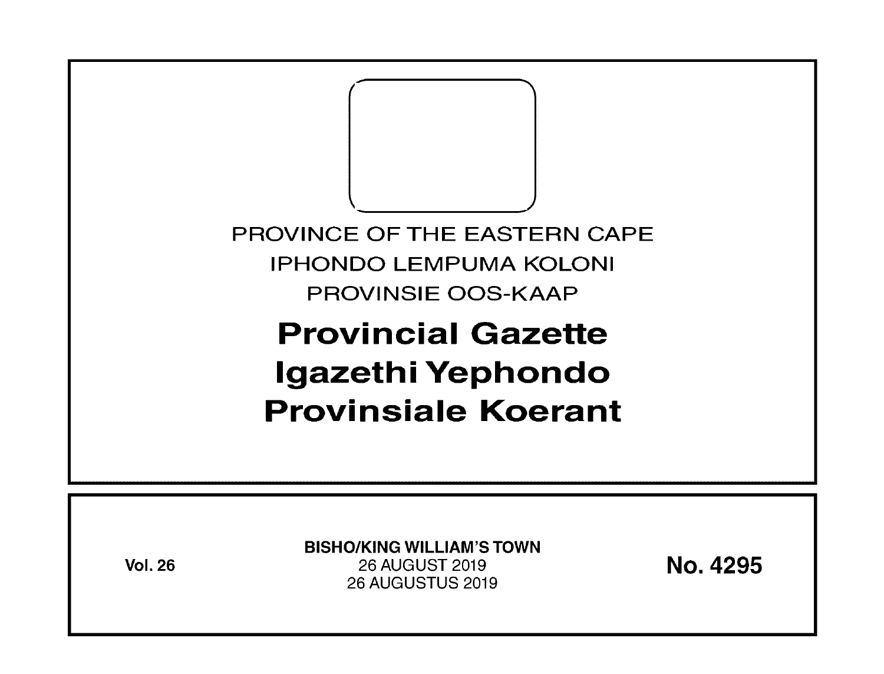PROVINCE OF THE EASTERN CAPE
IPHONDO LEMPUMA KOLONI
PROVINSIE OOS-KAAP

# Provincial Gazette
# Igazethi Yephondo
# Provinsiale Koerant

**Vol. 26**

**BISHO/KING WILLIAM'S TOWN**
26 AUGUST 2019
26 AUGUSTUS 2019

**No. 4295**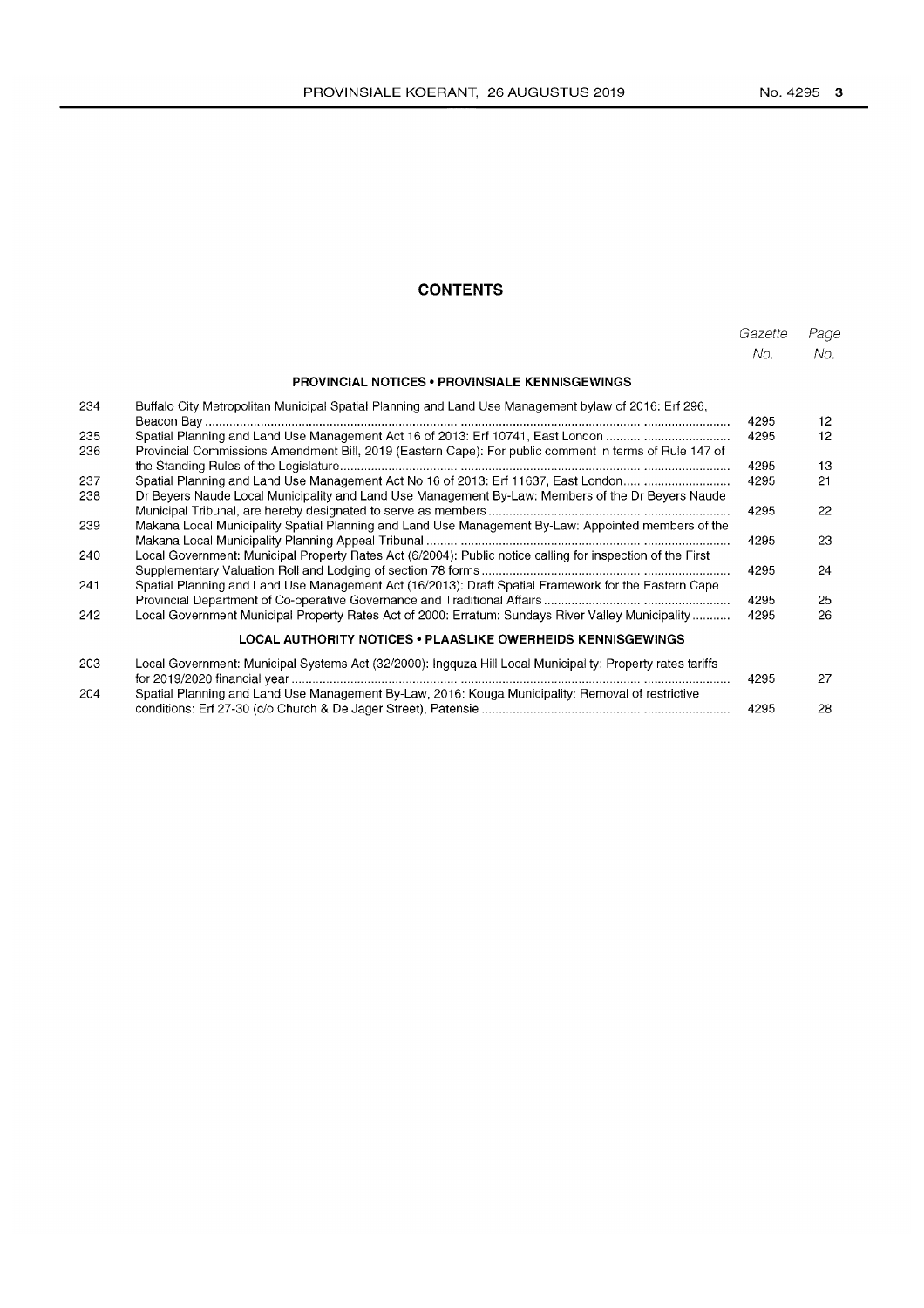## CONTENTS

| | | Gazette No. | Page No. |
|---|---|---|---|
| | **PROVINCIAL NOTICES • PROVINSIALE KENNISGEWINGS** | | |
| 234 | Buffalo City Metropolitan Municipal Spatial Planning and Land Use Management bylaw of 2016: Erf 296, Beacon Bay | 4295 | 12 |
| 235 | Spatial Planning and Land Use Management Act 16 of 2013: Erf 10741, East London | 4295 | 12 |
| 236 | Provincial Commissions Amendment Bill, 2019 (Eastern Cape): For public comment in terms of Rule 147 of the Standing Rules of the Legislature | 4295 | 13 |
| 237 | Spatial Planning and Land Use Management Act No 16 of 2013: Erf 11637, East London | 4295 | 21 |
| 238 | Dr Beyers Naude Local Municipality and Land Use Management By-Law: Members of the Dr Beyers Naude Municipal Tribunal, are hereby designated to serve as members | 4295 | 22 |
| 239 | Makana Local Municipality Spatial Planning and Land Use Management By-Law: Appointed members of the Makana Local Municipality Planning Appeal Tribunal | 4295 | 23 |
| 240 | Local Government: Municipal Property Rates Act (6/2004): Public notice calling for inspection of the First Supplementary Valuation Roll and Lodging of section 78 forms | 4295 | 24 |
| 241 | Spatial Planning and Land Use Management Act (16/2013): Draft Spatial Framework for the Eastern Cape Provincial Department of Co-operative Governance and Traditional Affairs | 4295 | 25 |
| 242 | Local Government Municipal Property Rates Act of 2000: Erratum: Sundays River Valley Municipality | 4295 | 26 |
| | **LOCAL AUTHORITY NOTICES • PLAASLIKE OWERHEIDS KENNISGEWINGS** | | |
| 203 | Local Government: Municipal Systems Act (32/2000): Ingquza Hill Local Municipality: Property rates tariffs for 2019/2020 financial year | 4295 | 27 |
| 204 | Spatial Planning and Land Use Management By-Law, 2016: Kouga Municipality: Removal of restrictive conditions: Erf 27-30 (c/o Church & De Jager Street), Patensie | 4295 | 28 |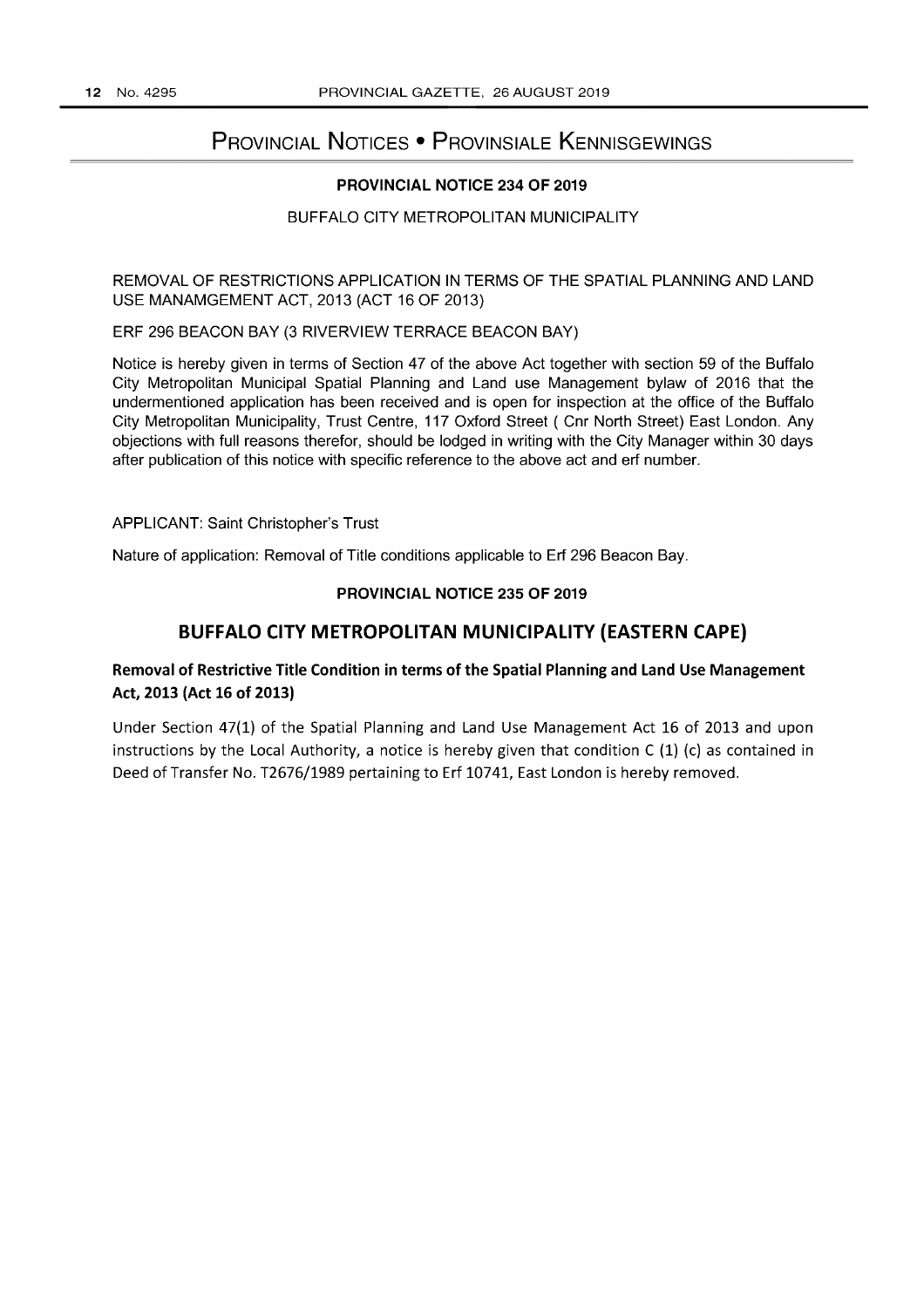# Provincial Notices • Provinsiale Kennisgewings

## PROVINCIAL NOTICE 234 OF 2019

BUFFALO CITY METROPOLITAN MUNICIPALITY

REMOVAL OF RESTRICTIONS APPLICATION IN TERMS OF THE SPATIAL PLANNING AND LAND USE MANAMGEMENT ACT, 2013 (ACT 16 OF 2013)

ERF 296 BEACON BAY (3 RIVERVIEW TERRACE BEACON BAY)

Notice is hereby given in terms of Section 47 of the above Act together with section 59 of the Buffalo City Metropolitan Municipal Spatial Planning and Land use Management bylaw of 2016 that the undermentioned application has been received and is open for inspection at the office of the Buffalo City Metropolitan Municipality, Trust Centre, 117 Oxford Street ( Cnr North Street) East London. Any objections with full reasons therefor, should be lodged in writing with the City Manager within 30 days after publication of this notice with specific reference to the above act and erf number.

APPLICANT: Saint Christopher's Trust

Nature of application: Removal of Title conditions applicable to Erf 296 Beacon Bay.

## PROVINCIAL NOTICE 235 OF 2019

## BUFFALO CITY METROPOLITAN MUNICIPALITY (EASTERN CAPE)

### Removal of Restrictive Title Condition in terms of the Spatial Planning and Land Use Management Act, 2013 (Act 16 of 2013)

Under Section 47(1) of the Spatial Planning and Land Use Management Act 16 of 2013 and upon instructions by the Local Authority, a notice is hereby given that condition C (1) (c) as contained in Deed of Transfer No. T2676/1989 pertaining to Erf 10741, East London is hereby removed.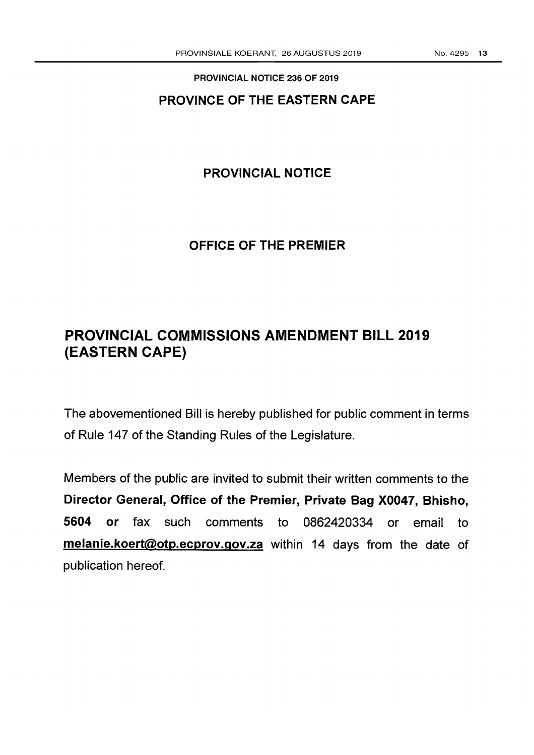**PROVINCIAL NOTICE 236 OF 2019**

## PROVINCE OF THE EASTERN CAPE

## PROVINCIAL NOTICE

## OFFICE OF THE PREMIER

# PROVINCIAL COMMISSIONS AMENDMENT BILL 2019 (EASTERN CAPE)

The abovementioned Bill is hereby published for public comment in terms of Rule 147 of the Standing Rules of the Legislature.

Members of the public are invited to submit their written comments to the **Director General, Office of the Premier, Private Bag X0047, Bhisho, 5604 or** fax such comments to 0862420334 or email to **melanie.koert@otp.ecprov.gov.za** within 14 days from the date of publication hereof.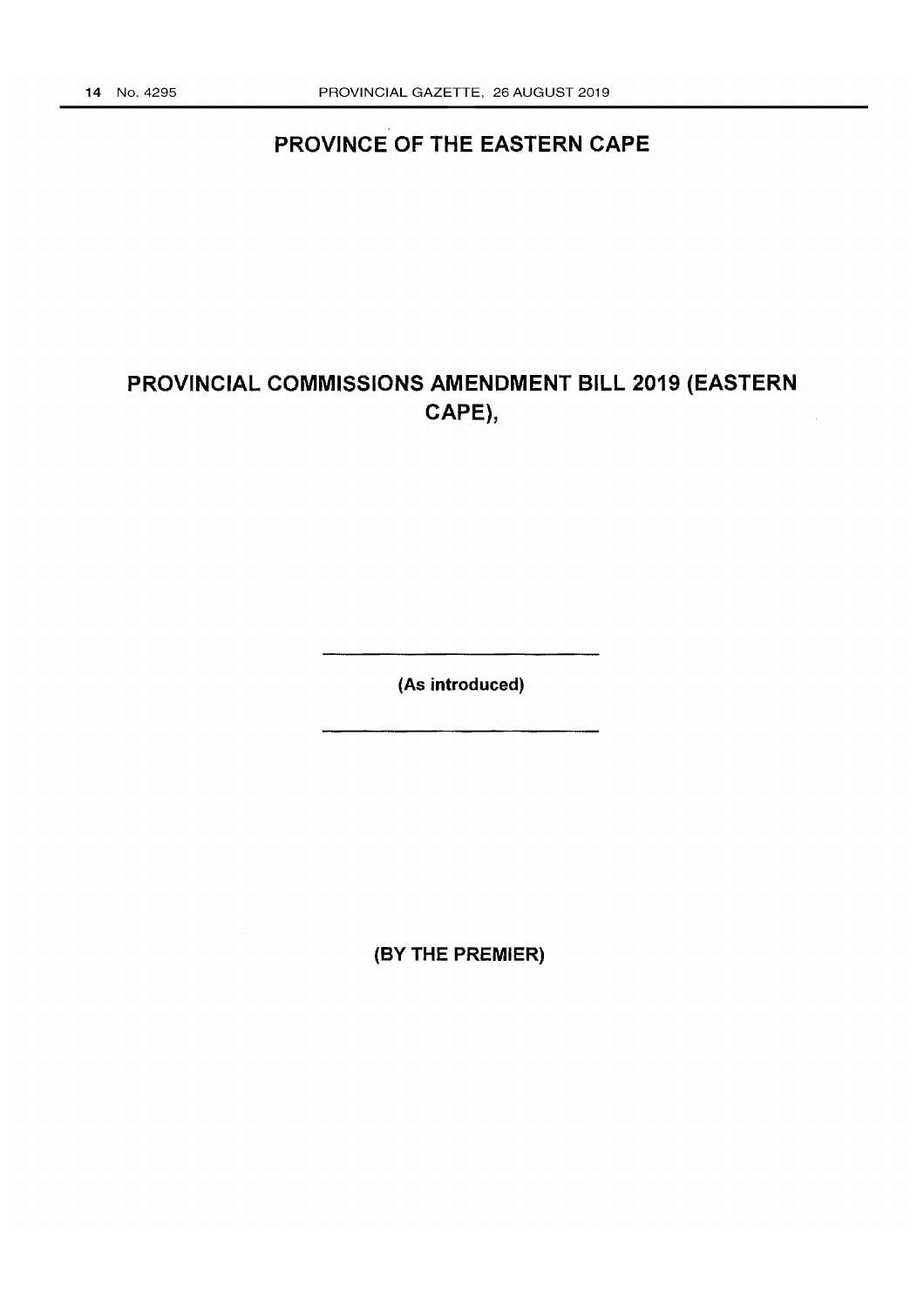# PROVINCE OF THE EASTERN CAPE

# PROVINCIAL COMMISSIONS AMENDMENT BILL 2019 (EASTERN CAPE),

---

**(As introduced)**

---

**(BY THE PREMIER)**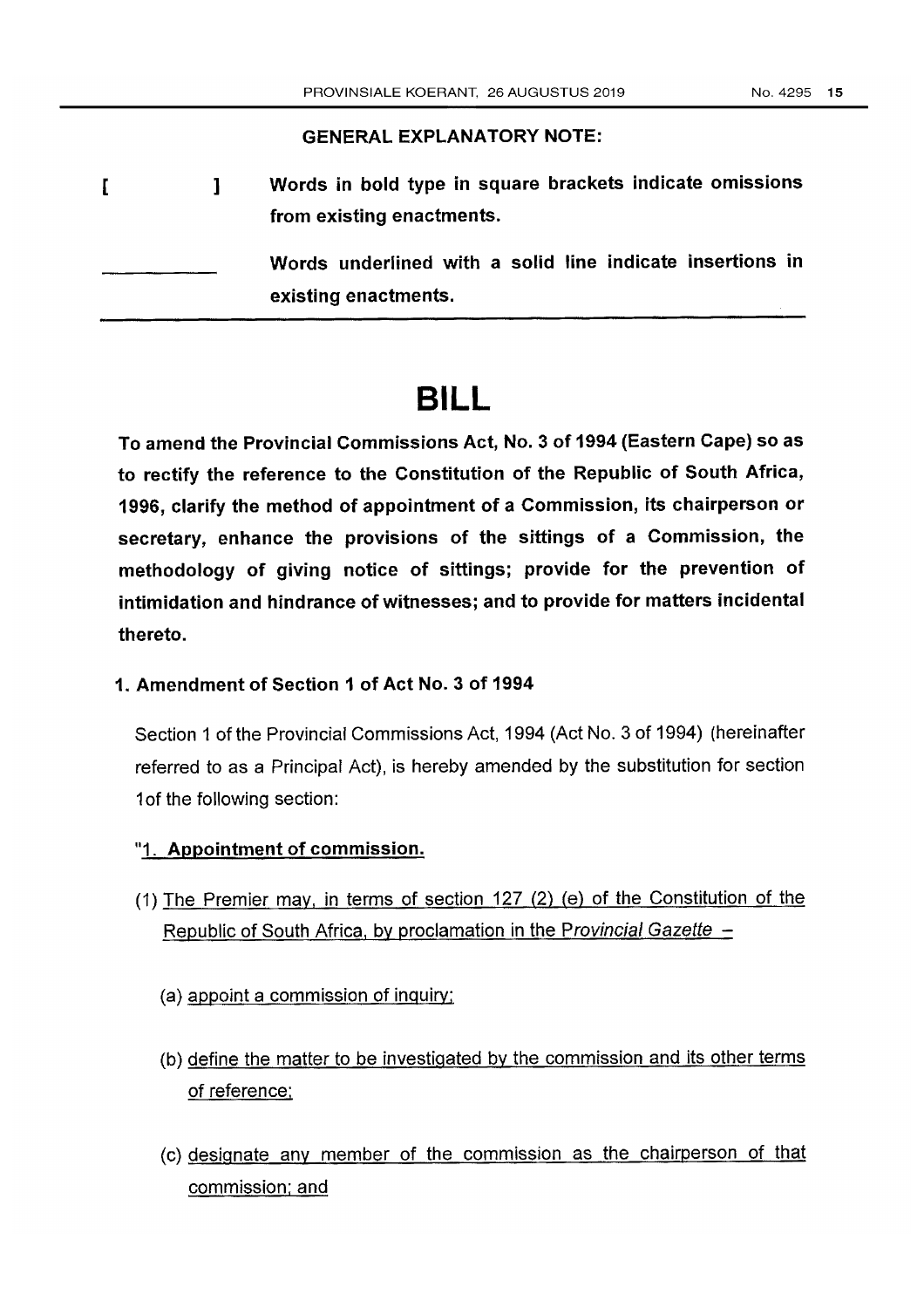**GENERAL EXPLANATORY NOTE:**

[ ] **Words in bold type in square brackets indicate omissions from existing enactments.**

\_\_\_\_\_\_\_\_\_\_ **Words underlined with a solid line indicate insertions in existing enactments.**

# BILL

**To amend the Provincial Commissions Act, No. 3 of 1994 (Eastern Cape) so as to rectify the reference to the Constitution of the Republic of South Africa, 1996, clarify the method of appointment of a Commission, its chairperson or secretary, enhance the provisions of the sittings of a Commission, the methodology of giving notice of sittings; provide for the prevention of intimidation and hindrance of witnesses; and to provide for matters incidental thereto.**

## 1. Amendment of Section 1 of Act No. 3 of 1994

Section 1 of the Provincial Commissions Act, 1994 (Act No. 3 of 1994) (hereinafter referred to as a Principal Act), is hereby amended by the substitution for section 1of the following section:

"<u>**1. Appointment of commission.**</u>

(1) <u>The Premier may, in terms of section 127 (2) (e) of the Constitution of the Republic of South Africa, by proclamation in the *Provincial Gazette* –</u>

(a) <u>appoint a commission of inquiry;</u>

(b) <u>define the matter to be investigated by the commission and its other terms of reference;</u>

(c) <u>designate any member of the commission as the chairperson of that commission; and</u>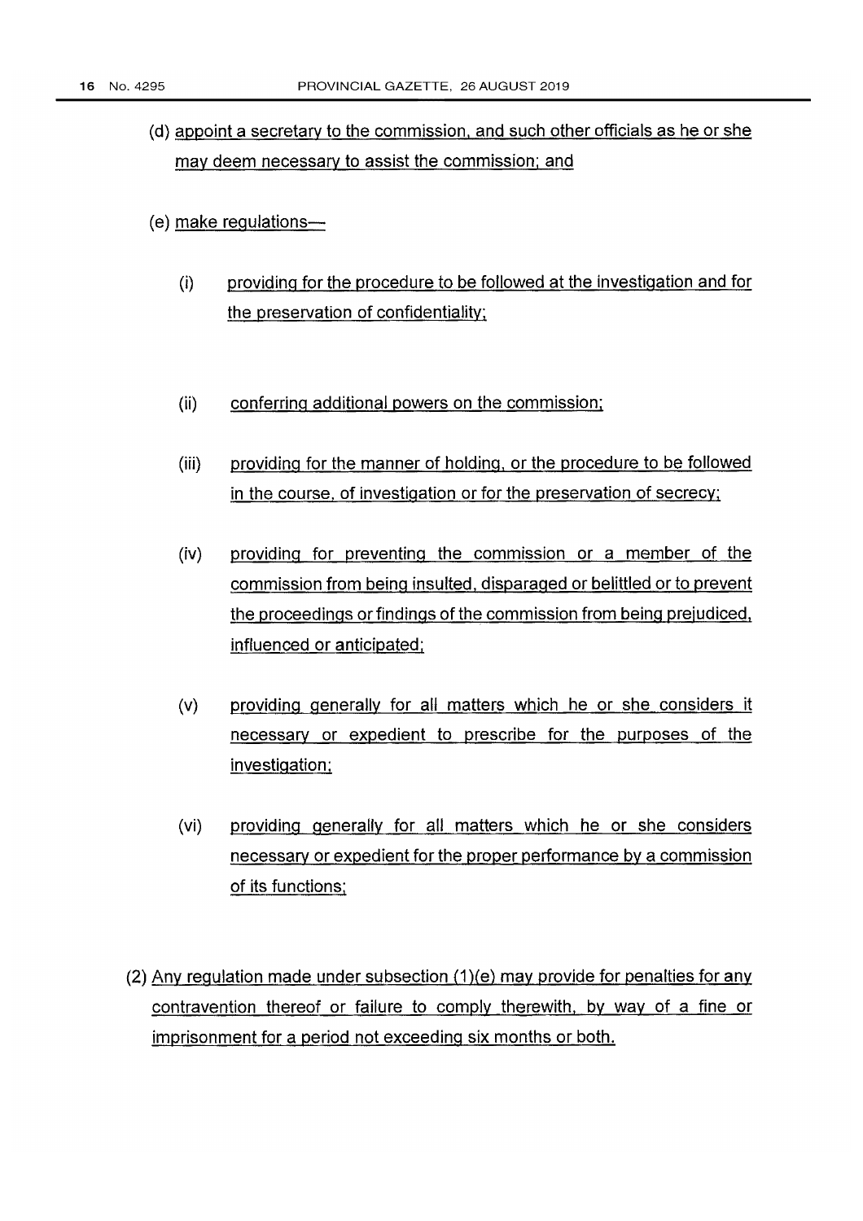(d) appoint a secretary to the commission, and such other officials as he or she may deem necessary to assist the commission; and

(e) make regulations—

(i) providing for the procedure to be followed at the investigation and for the preservation of confidentiality;

(ii) conferring additional powers on the commission;

(iii) providing for the manner of holding, or the procedure to be followed in the course, of investigation or for the preservation of secrecy;

(iv) providing for preventing the commission or a member of the commission from being insulted, disparaged or belittled or to prevent the proceedings or findings of the commission from being prejudiced, influenced or anticipated;

(v) providing generally for all matters which he or she considers it necessary or expedient to prescribe for the purposes of the investigation;

(vi) providing generally for all matters which he or she considers necessary or expedient for the proper performance by a commission of its functions;

(2) Any regulation made under subsection (1)(e) may provide for penalties for any contravention thereof or failure to comply therewith, by way of a fine or imprisonment for a period not exceeding six months or both.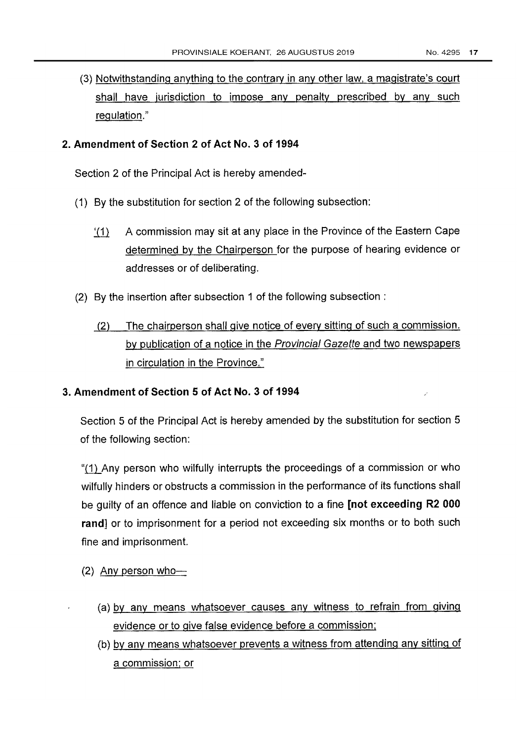(3) Notwithstanding anything to the contrary in any other law, a magistrate's court shall have jurisdiction to impose any penalty prescribed by any such regulation."

## 2. Amendment of Section 2 of Act No. 3 of 1994

Section 2 of the Principal Act is hereby amended-

(1) By the substitution for section 2 of the following subsection:

'(1) A commission may sit at any place in the Province of the Eastern Cape determined by the Chairperson for the purpose of hearing evidence or addresses or of deliberating.

(2) By the insertion after subsection 1 of the following subsection :

(2) The chairperson shall give notice of every sitting of such a commission. by publication of a notice in the *Provincial Gazette* and two newspapers in circulation in the Province."

## 3. Amendment of Section 5 of Act No. 3 of 1994

Section 5 of the Principal Act is hereby amended by the substitution for section 5 of the following section:

"(1) Any person who wilfully interrupts the proceedings of a commission or who wilfully hinders or obstructs a commission in the performance of its functions shall be guilty of an offence and liable on conviction to a fine **[not exceeding R2 000 rand]** or to imprisonment for a period not exceeding six months or to both such fine and imprisonment.

(2) Any person who—

(a) by any means whatsoever causes any witness to refrain from giving evidence or to give false evidence before a commission;

(b) by any means whatsoever prevents a witness from attending any sitting of a commission; or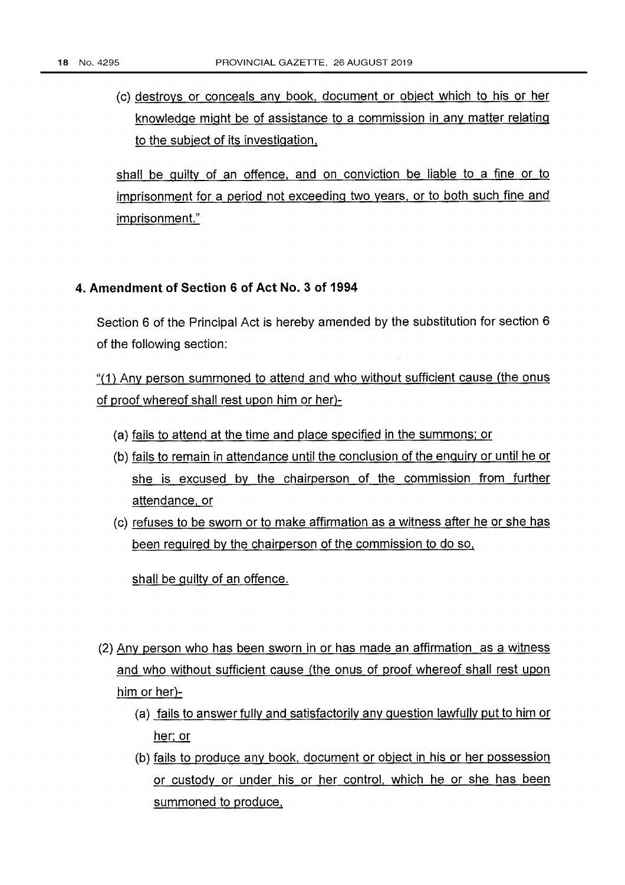(c) destroys or conceals any book, document or object which to his or her knowledge might be of assistance to a commission in any matter relating to the subject of its investigation,

shall be guilty of an offence, and on conviction be liable to a fine or to imprisonment for a period not exceeding two years, or to both such fine and imprisonment."

## 4. Amendment of Section 6 of Act No. 3 of 1994

Section 6 of the Principal Act is hereby amended by the substitution for section 6 of the following section:

"(1) Any person summoned to attend and who without sufficient cause (the onus of proof whereof shall rest upon him or her)-

(a) fails to attend at the time and place specified in the summons; or

(b) fails to remain in attendance until the conclusion of the enquiry or until he or she is excused by the chairperson of the commission from further attendance, or

(c) refuses to be sworn or to make affirmation as a witness after he or she has been required by the chairperson of the commission to do so,

shall be guilty of an offence.

(2) Any person who has been sworn in or has made an affirmation as a witness and who without sufficient cause (the onus of proof whereof shall rest upon him or her)-

(a) fails to answer fully and satisfactorily any question lawfully put to him or her; or

(b) fails to produce any book, document or object in his or her possession or custody or under his or her control, which he or she has been summoned to produce,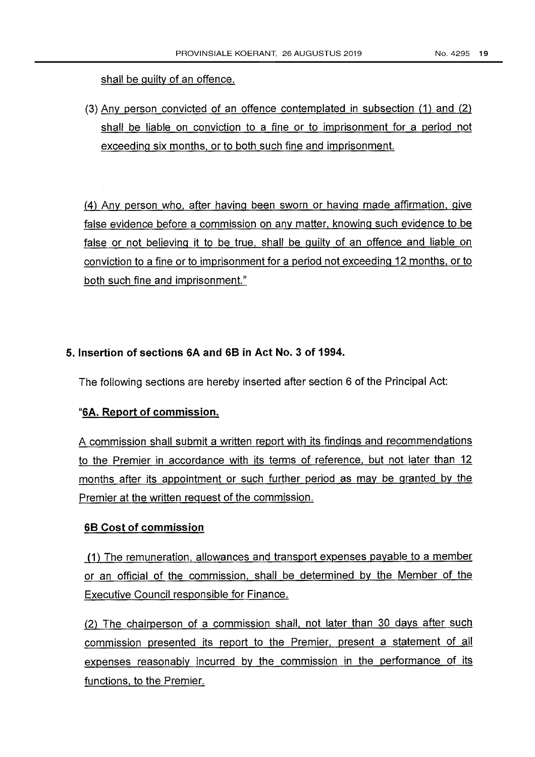shall be guilty of an offence.

(3) Any person convicted of an offence contemplated in subsection (1) and (2) shall be liable on conviction to a fine or to imprisonment for a period not exceeding six months, or to both such fine and imprisonment.

(4) Any person who, after having been sworn or having made affirmation, give false evidence before a commission on any matter, knowing such evidence to be false or not believing it to be true, shall be guilty of an offence and liable on conviction to a fine or to imprisonment for a period not exceeding 12 months, or to both such fine and imprisonment."

**5. Insertion of sections 6A and 6B in Act No. 3 of 1994.**

The following sections are hereby inserted after section 6 of the Principal Act:

**"6A. Report of commission.**

A commission shall submit a written report with its findings and recommendations to the Premier in accordance with its terms of reference, but not later than 12 months after its appointment or such further period as may be granted by the Premier at the written request of the commission.

**6B Cost of commission**

(1) The remuneration, allowances and transport expenses payable to a member or an official of the commission, shall be determined by the Member of the Executive Council responsible for Finance.

(2) The chairperson of a commission shall, not later than 30 days after such commission presented its report to the Premier, present a statement of all expenses reasonably incurred by the commission in the performance of its functions, to the Premier.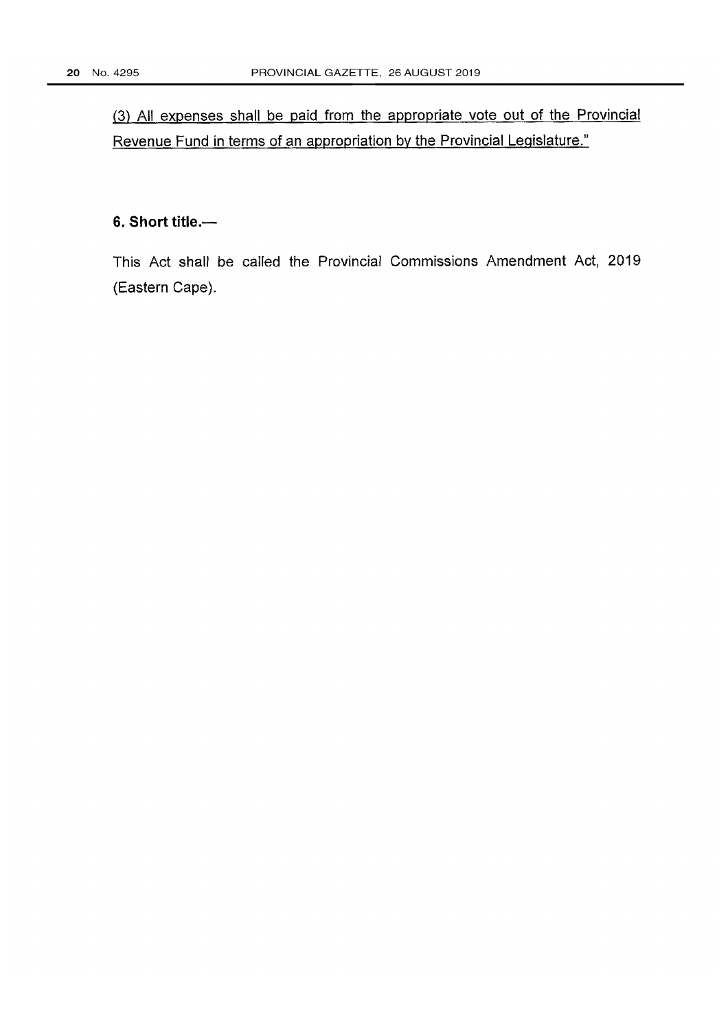<u>(3) All expenses shall be paid from the appropriate vote out of the Provincial Revenue Fund in terms of an appropriation by the Provincial Legislature."</u>

**6. Short title.—**

This Act shall be called the Provincial Commissions Amendment Act, 2019 (Eastern Cape).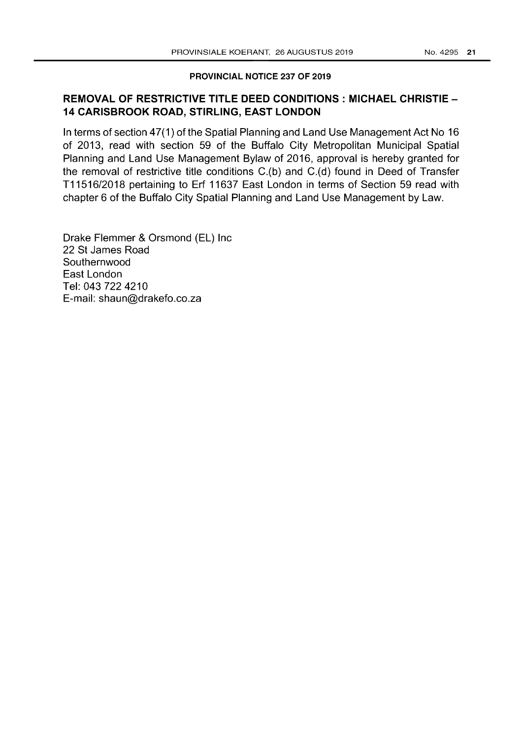**PROVINCIAL NOTICE 237 OF 2019**

## REMOVAL OF RESTRICTIVE TITLE DEED CONDITIONS : MICHAEL CHRISTIE – 14 CARISBROOK ROAD, STIRLING, EAST LONDON

In terms of section 47(1) of the Spatial Planning and Land Use Management Act No 16 of 2013, read with section 59 of the Buffalo City Metropolitan Municipal Spatial Planning and Land Use Management Bylaw of 2016, approval is hereby granted for the removal of restrictive title conditions C.(b) and C.(d) found in Deed of Transfer T11516/2018 pertaining to Erf 11637 East London in terms of Section 59 read with chapter 6 of the Buffalo City Spatial Planning and Land Use Management by Law.

Drake Flemmer & Orsmond (EL) Inc
22 St James Road
Southernwood
East London
Tel: 043 722 4210
E-mail: shaun@drakefo.co.za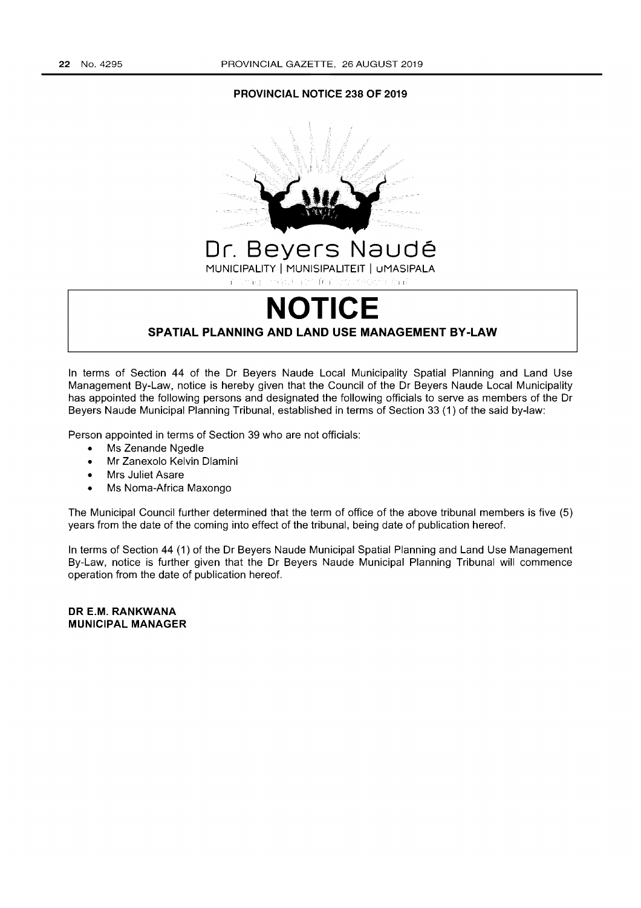**PROVINCIAL NOTICE 238 OF 2019**

Dr. Beyers Naudé

MUNICIPALITY | MUNISIPALITEIT | uMASIPALA

# NOTICE

## SPATIAL PLANNING AND LAND USE MANAGEMENT BY-LAW

In terms of Section 44 of the Dr Beyers Naude Local Municipality Spatial Planning and Land Use Management By-Law, notice is hereby given that the Council of the Dr Beyers Naude Local Municipality has appointed the following persons and designated the following officials to serve as members of the Dr Beyers Naude Municipal Planning Tribunal, established in terms of Section 33 (1) of the said by-law:

Person appointed in terms of Section 39 who are not officials:

- Ms Zenande Ngedle
- Mr Zanexolo Kelvin Dlamini
- Mrs Juliet Asare
- Ms Noma-Africa Maxongo

The Municipal Council further determined that the term of office of the above tribunal members is five (5) years from the date of the coming into effect of the tribunal, being date of publication hereof.

In terms of Section 44 (1) of the Dr Beyers Naude Municipal Spatial Planning and Land Use Management By-Law, notice is further given that the Dr Beyers Naude Municipal Planning Tribunal will commence operation from the date of publication hereof.

**DR E.M. RANKWANA**
**MUNICIPAL MANAGER**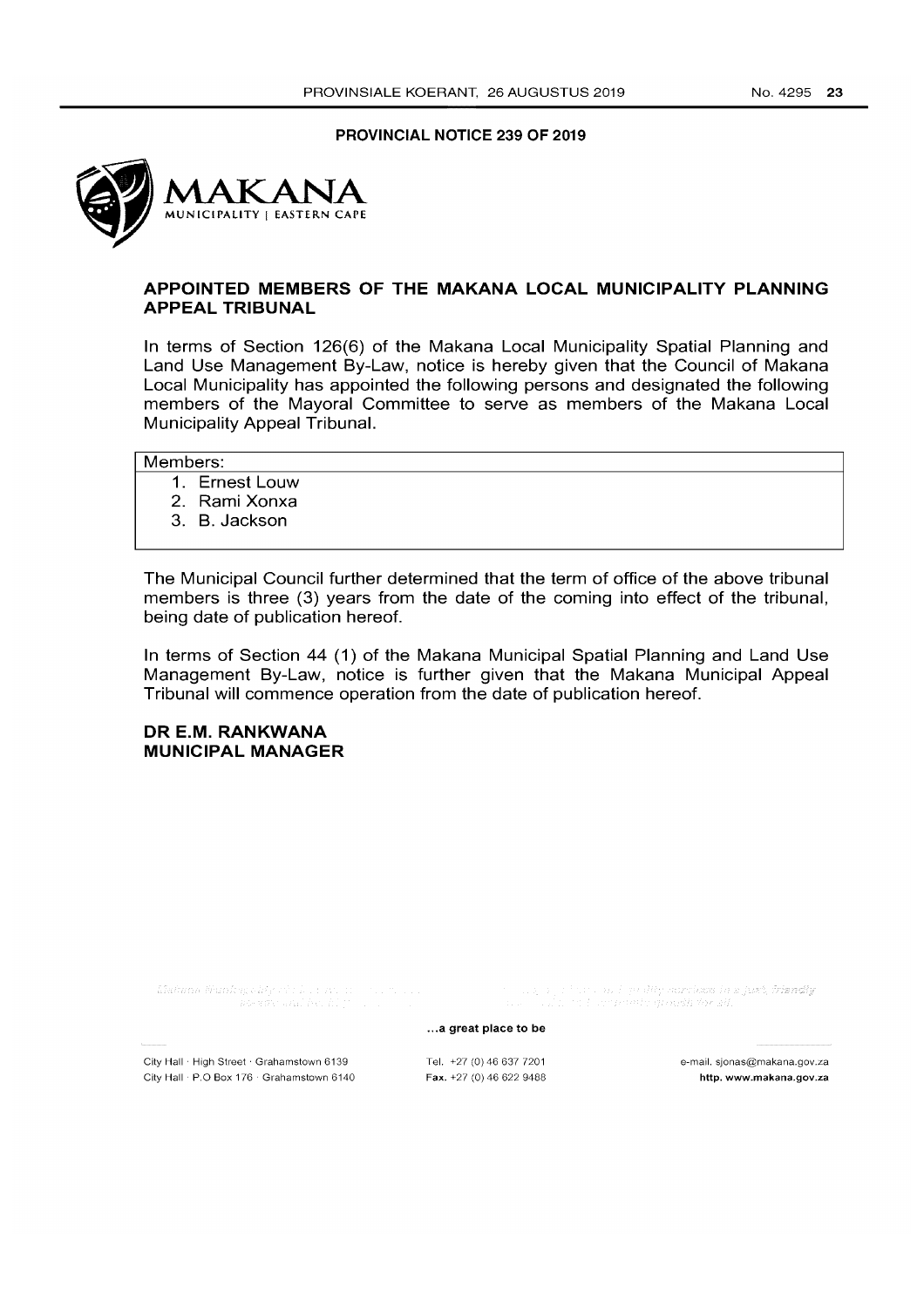## PROVINCIAL NOTICE 239 OF 2019

MAKANA
MUNICIPALITY | EASTERN CAPE

## APPOINTED MEMBERS OF THE MAKANA LOCAL MUNICIPALITY PLANNING APPEAL TRIBUNAL

In terms of Section 126(6) of the Makana Local Municipality Spatial Planning and Land Use Management By-Law, notice is hereby given that the Council of Makana Local Municipality has appointed the following persons and designated the following members of the Mayoral Committee to serve as members of the Makana Local Municipality Appeal Tribunal.

| Members: |
| --- |
| 1. Ernest Louw<br>2. Rami Xonxa<br>3. B. Jackson |

The Municipal Council further determined that the term of office of the above tribunal members is three (3) years from the date of the coming into effect of the tribunal, being date of publication hereof.

In terms of Section 44 (1) of the Makana Municipal Spatial Planning and Land Use Management By-Law, notice is further given that the Makana Municipal Appeal Tribunal will commence operation from the date of publication hereof.

**DR E.M. RANKWANA**
**MUNICIPAL MANAGER**

...a great place to be

City Hall · High Street · Grahamstown 6139
City Hall · P.O Box 176 · Grahamstown 6140

Tel. +27 (0) 46 637 7201
Fax. +27 (0) 46 622 9488

e-mail. sjonas@makana.gov.za
http. www.makana.gov.za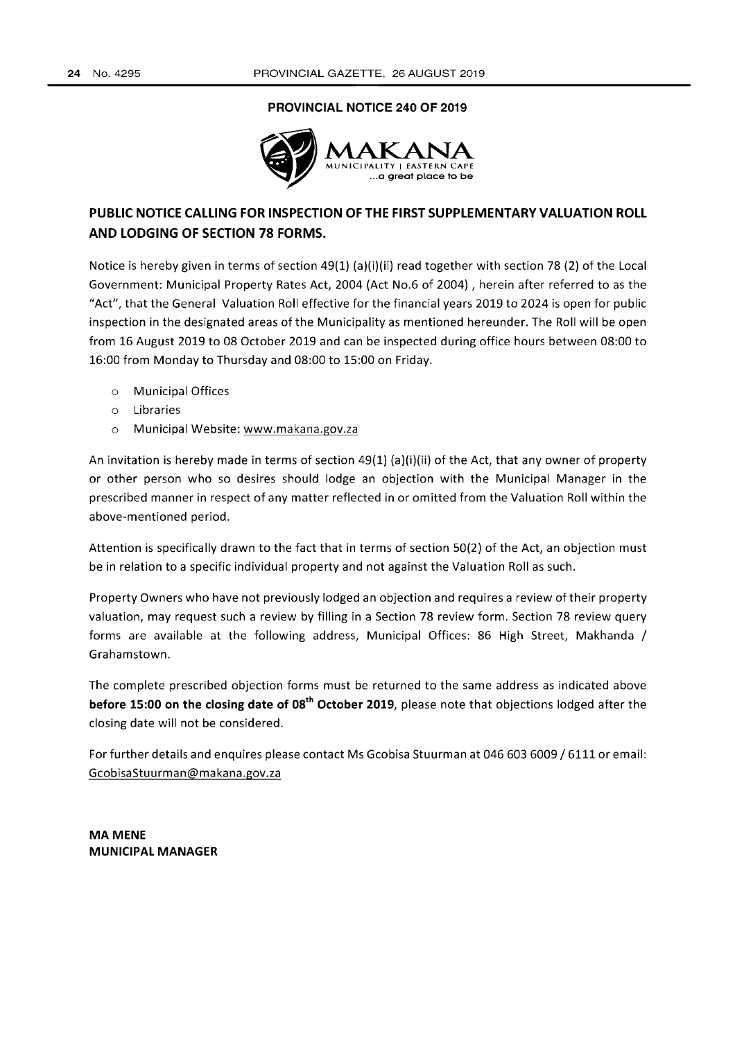## PROVINCIAL NOTICE 240 OF 2019

MAKANA
MUNICIPALITY | EASTERN CAPE
...a great place to be

## PUBLIC NOTICE CALLING FOR INSPECTION OF THE FIRST SUPPLEMENTARY VALUATION ROLL AND LODGING OF SECTION 78 FORMS.

Notice is hereby given in terms of section 49(1) (a)(i)(ii) read together with section 78 (2) of the Local Government: Municipal Property Rates Act, 2004 (Act No.6 of 2004) , herein after referred to as the "Act", that the General Valuation Roll effective for the financial years 2019 to 2024 is open for public inspection in the designated areas of the Municipality as mentioned hereunder. The Roll will be open from 16 August 2019 to 08 October 2019 and can be inspected during office hours between 08:00 to 16:00 from Monday to Thursday and 08:00 to 15:00 on Friday.

- Municipal Offices
- Libraries
- Municipal Website: www.makana.gov.za

An invitation is hereby made in terms of section 49(1) (a)(i)(ii) of the Act, that any owner of property or other person who so desires should lodge an objection with the Municipal Manager in the prescribed manner in respect of any matter reflected in or omitted from the Valuation Roll within the above-mentioned period.

Attention is specifically drawn to the fact that in terms of section 50(2) of the Act, an objection must be in relation to a specific individual property and not against the Valuation Roll as such.

Property Owners who have not previously lodged an objection and requires a review of their property valuation, may request such a review by filling in a Section 78 review form. Section 78 review query forms are available at the following address, Municipal Offices: 86 High Street, Makhanda / Grahamstown.

The complete prescribed objection forms must be returned to the same address as indicated above **before 15:00 on the closing date of 08th October 2019**, please note that objections lodged after the closing date will not be considered.

For further details and enquires please contact Ms Gcobisa Stuurman at 046 603 6009 / 6111 or email: GcobisaStuurman@makana.gov.za

**MA MENE**
**MUNICIPAL MANAGER**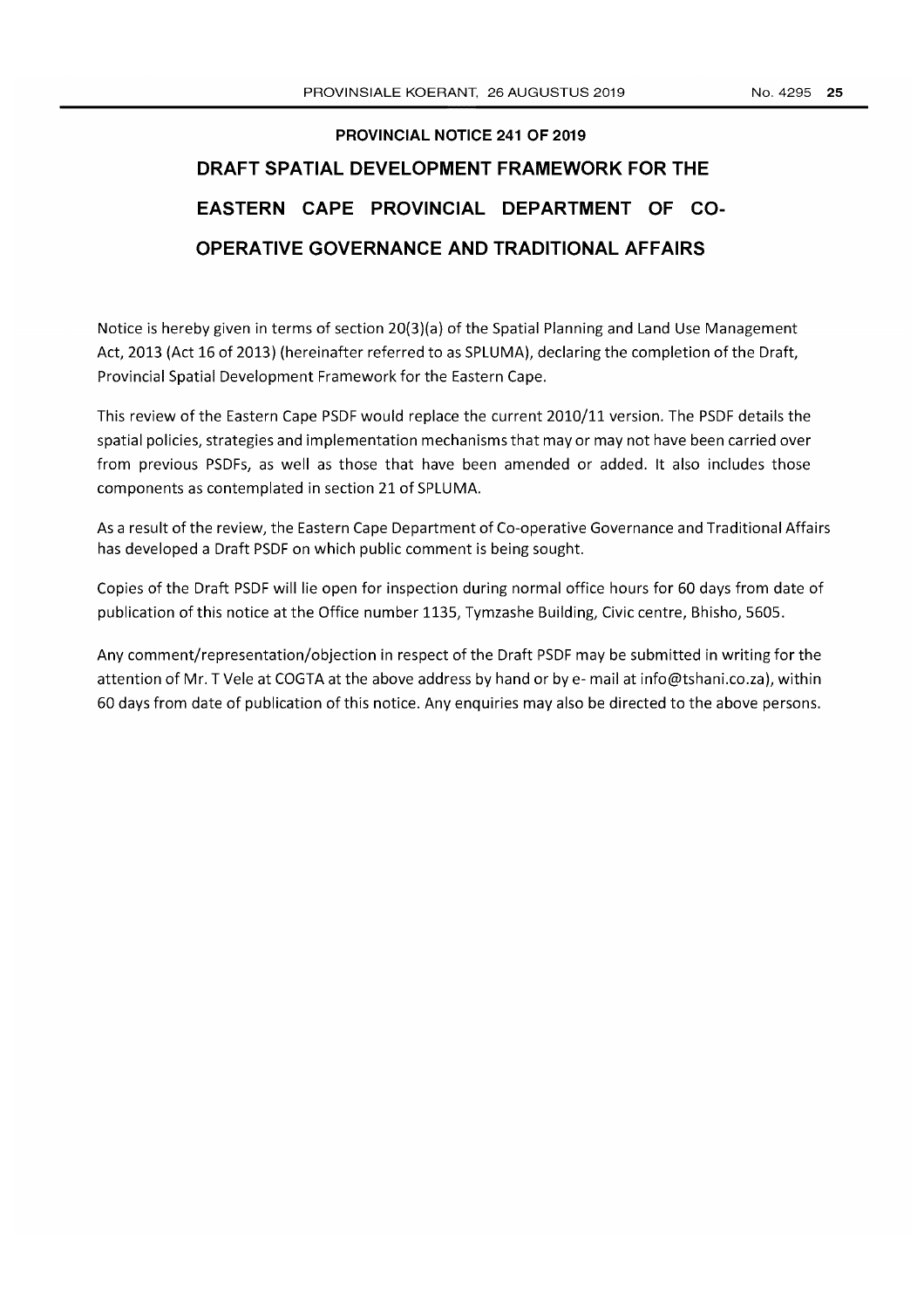## PROVINCIAL NOTICE 241 OF 2019

# DRAFT SPATIAL DEVELOPMENT FRAMEWORK FOR THE EASTERN CAPE PROVINCIAL DEPARTMENT OF CO-OPERATIVE GOVERNANCE AND TRADITIONAL AFFAIRS

Notice is hereby given in terms of section 20(3)(a) of the Spatial Planning and Land Use Management Act, 2013 (Act 16 of 2013) (hereinafter referred to as SPLUMA), declaring the completion of the Draft, Provincial Spatial Development Framework for the Eastern Cape.

This review of the Eastern Cape PSDF would replace the current 2010/11 version. The PSDF details the spatial policies, strategies and implementation mechanisms that may or may not have been carried over from previous PSDFs, as well as those that have been amended or added. It also includes those components as contemplated in section 21 of SPLUMA.

As a result of the review, the Eastern Cape Department of Co-operative Governance and Traditional Affairs has developed a Draft PSDF on which public comment is being sought.

Copies of the Draft PSDF will lie open for inspection during normal office hours for 60 days from date of publication of this notice at the Office number 1135, Tymzashe Building, Civic centre, Bhisho, 5605.

Any comment/representation/objection in respect of the Draft PSDF may be submitted in writing for the attention of Mr. T Vele at COGTA at the above address by hand or by e- mail at info@tshani.co.za), within 60 days from date of publication of this notice. Any enquiries may also be directed to the above persons.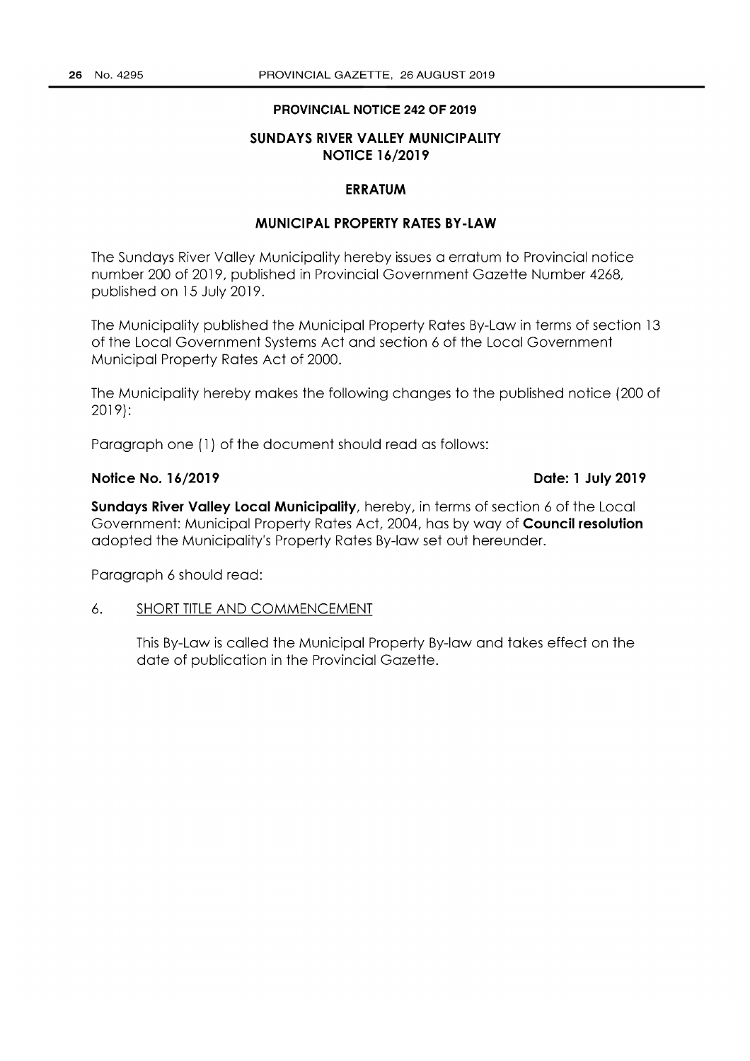**PROVINCIAL NOTICE 242 OF 2019**

**SUNDAYS RIVER VALLEY MUNICIPALITY**
**NOTICE 16/2019**

**ERRATUM**

**MUNICIPAL PROPERTY RATES BY-LAW**

The Sundays River Valley Municipality hereby issues a erratum to Provincial notice number 200 of 2019, published in Provincial Government Gazette Number 4268, published on 15 July 2019.

The Municipality published the Municipal Property Rates By-Law in terms of section 13 of the Local Government Systems Act and section 6 of the Local Government Municipal Property Rates Act of 2000.

The Municipality hereby makes the following changes to the published notice (200 of 2019):

Paragraph one (1) of the document should read as follows:

**Notice No. 16/2019** **Date: 1 July 2019**

**Sundays River Valley Local Municipality**, hereby, in terms of section 6 of the Local Government: Municipal Property Rates Act, 2004, has by way of **Council resolution** adopted the Municipality's Property Rates By-law set out hereunder.

Paragraph 6 should read:

6. SHORT TITLE AND COMMENCEMENT

This By-Law is called the Municipal Property By-law and takes effect on the date of publication in the Provincial Gazette.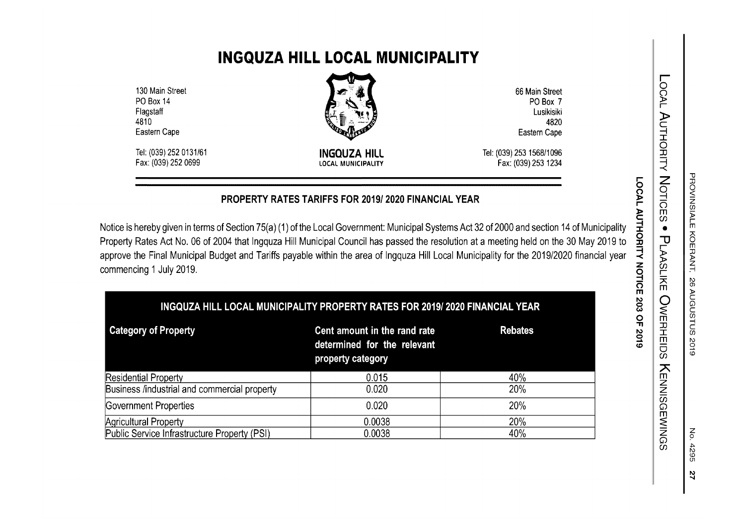# INGQUZA HILL LOCAL MUNICIPALITY

130 Main Street
PO Box 14
Flagstaff
4810
Eastern Cape

Tel: (039) 252 0131/61
Fax: (039) 252 0699

**INGQUZA HILL**
LOCAL MUNICIPALITY

66 Main Street
PO Box 7
Lusikisiki
4820
Eastern Cape

Tel: (039) 253 1568/1096
Fax: (039) 253 1234

**LOCAL AUTHORITY NOTICE 203 OF 2019**

## PROPERTY RATES TARIFFS FOR 2019/ 2020 FINANCIAL YEAR

Notice is hereby given in terms of Section 75(a) (1) of the Local Government: Municipal Systems Act 32 of 2000 and section 14 of Municipality Property Rates Act No. 06 of 2004 that Ingquza Hill Municipal Council has passed the resolution at a meeting held on the 30 May 2019 to approve the Final Municipal Budget and Tariffs payable within the area of Ingquza Hill Local Municipality for the 2019/2020 financial year commencing 1 July 2019.

**INGQUZA HILL LOCAL MUNICIPALITY PROPERTY RATES FOR 2019/ 2020 FINANCIAL YEAR**

| Category of Property | Cent amount in the rand rate determined for the relevant property category | Rebates |
|---|---|---|
| Residential Property | 0.015 | 40% |
| Business /industrial and commercial property | 0.020 | 20% |
| Government Properties | 0.020 | 20% |
| Agricultural Property | 0.0038 | 20% |
| Public Service Infrastructure Property (PSI) | 0.0038 | 40% |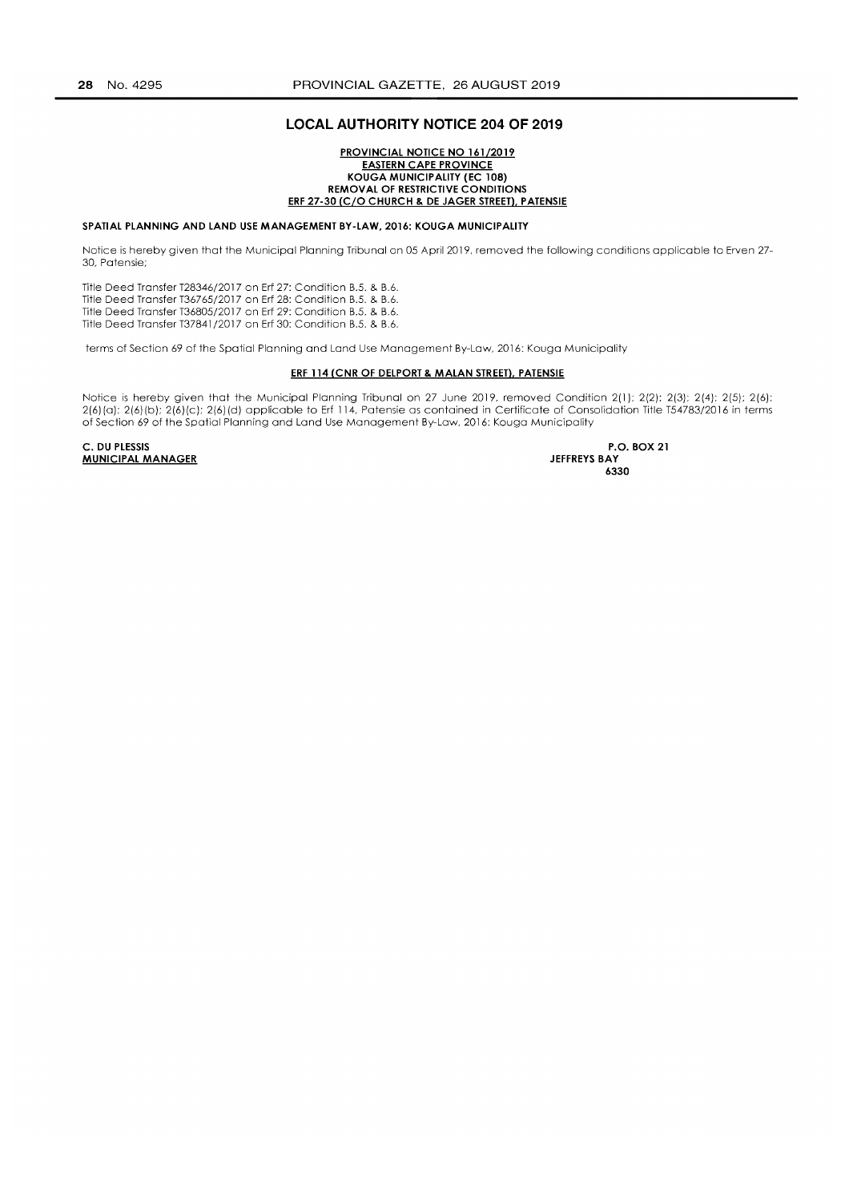## LOCAL AUTHORITY NOTICE 204 OF 2019

**PROVINCIAL NOTICE NO 161/2019**
**EASTERN CAPE PROVINCE**
**KOUGA MUNICIPALITY (EC 108)**
**REMOVAL OF RESTRICTIVE CONDITIONS**
**ERF 27-30 (C/O CHURCH & DE JAGER STREET), PATENSIE**

**SPATIAL PLANNING AND LAND USE MANAGEMENT BY-LAW, 2016: KOUGA MUNICIPALITY**

Notice is hereby given that the Municipal Planning Tribunal on 05 April 2019, removed the following conditions applicable to Erven 27-30, Patensie;

Title Deed Transfer T28346/2017 on Erf 27: Condition B.5. & B.6.
Title Deed Transfer T36765/2017 on Erf 28: Condition B.5. & B.6.
Title Deed Transfer T36805/2017 on Erf 29: Condition B.5. & B.6.
Title Deed Transfer T37841/2017 on Erf 30: Condition B.5. & B.6.

terms of Section 69 of the Spatial Planning and Land Use Management By-Law, 2016: Kouga Municipality

**ERF 114 (CNR OF DELPORT & MALAN STREET), PATENSIE**

Notice is hereby given that the Municipal Planning Tribunal on 27 June 2019, removed Condition 2(1); 2(2); 2(3); 2(4); 2(5); 2(6); 2(6)(a); 2(6)(b); 2(6)(c); 2(6)(d) applicable to Erf 114, Patensie as contained in Certificate of Consolidation Title T54783/2016 in terms of Section 69 of the Spatial Planning and Land Use Management By-Law, 2016: Kouga Municipality

**C. DU PLESSIS**
**MUNICIPAL MANAGER**

**P.O. BOX 21**
**JEFFREYS BAY**
**6330**